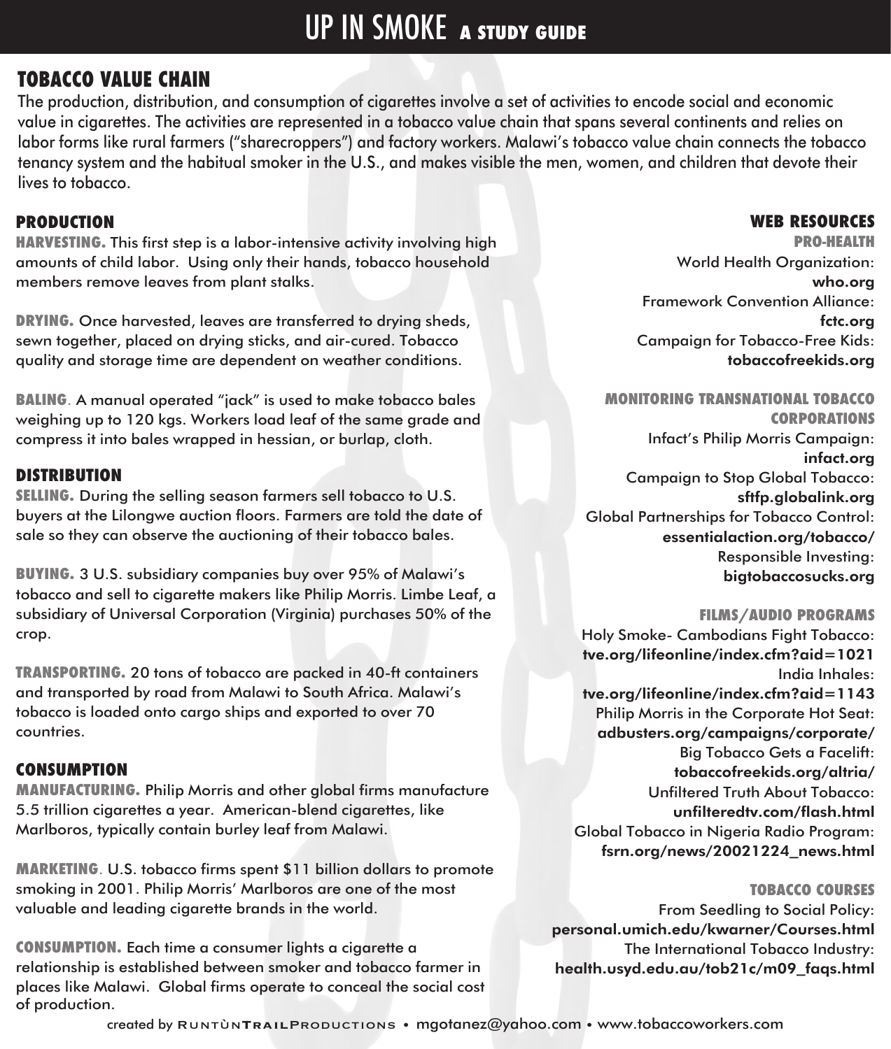# UP IN SMOKE A STUDY GUIDE

## TOBACCO VALUE CHAIN

The production, distribution, and consumption of cigarettes involve a set of activities to encode social and economic value in cigarettes. The activities are represented in a tobacco value chain that spans several continents and relies on labor forms like rural farmers ("sharecroppers") and factory workers. Malawi's tobacco value chain connects the tobacco tenancy system and the habitual smoker in the U.S., and makes visible the men, women, and children that devote their lives to tobacco.

### PRODUCTION

**HARVESTING.** This first step is a labor-intensive activity involving high amounts of child labor. Using only their hands, tobacco household members remove leaves from plant stalks.

**DRYING.** Once harvested, leaves are transferred to drying sheds, sewn together, placed on drying sticks, and air-cured. Tobacco quality and storage time are dependent on weather conditions.

**BALING**. A manual operated "jack" is used to make tobacco bales weighing up to 120 kgs. Workers load leaf of the same grade and compress it into bales wrapped in hessian, or burlap, cloth.

### DISTRIBUTION

**SELLING.** During the selling season farmers sell tobacco to U.S. buyers at the Lilongwe auction floors. Farmers are told the date of sale so they can observe the auctioning of their tobacco bales.

**BUYING.** 3 U.S. subsidiary companies buy over 95% of Malawi's tobacco and sell to cigarette makers like Philip Morris. Limbe Leaf, a subsidiary of Universal Corporation (Virginia) purchases 50% of the crop.

**TRANSPORTING.** 20 tons of tobacco are packed in 40-ft containers and transported by road from Malawi to South Africa. Malawi's tobacco is loaded onto cargo ships and exported to over 70 countries.

### CONSUMPTION

**MANUFACTURING.** Philip Morris and other global firms manufacture 5.5 trillion cigarettes a year. American-blend cigarettes, like Marlboros, typically contain burley leaf from Malawi.

**MARKETING**. U.S. tobacco firms spent $11 billion dollars to promote smoking in 2001. Philip Morris' Marlboros are one of the most valuable and leading cigarette brands in the world.

**CONSUMPTION.** Each time a consumer lights a cigarette a relationship is established between smoker and tobacco farmer in places like Malawi. Global firms operate to conceal the social cost of production.

### WEB RESOURCES

#### PRO-HEALTH

World Health Organization:
**who.org**

Framework Convention Alliance:
**fctc.org**

Campaign for Tobacco-Free Kids:
**tobaccofreekids.org**

#### MONITORING TRANSNATIONAL TOBACCO CORPORATIONS

Infact's Philip Morris Campaign:
**infact.org**

Campaign to Stop Global Tobacco:
**sftfp.globalink.org**

Global Partnerships for Tobacco Control:
**essentialaction.org/tobacco/**

Responsible Investing:
**bigtobaccosucks.org**

#### FILMS/AUDIO PROGRAMS

Holy Smoke- Cambodians Fight Tobacco:
**tve.org/lifeonline/index.cfm?aid=1021**

India Inhales:
**tve.org/lifeonline/index.cfm?aid=1143**

Philip Morris in the Corporate Hot Seat:
**adbusters.org/campaigns/corporate/**

Big Tobacco Gets a Facelift:
**tobaccofreekids.org/altria/**

Unfiltered Truth About Tobacco:
**unfilteredtv.com/flash.html**

Global Tobacco in Nigeria Radio Program:
**fsrn.org/news/20021224_news.html**

#### TOBACCO COURSES

From Seedling to Social Policy:
**personal.umich.edu/kwarner/Courses.html**

The International Tobacco Industry:
**health.usyd.edu.au/tob21c/m09_faqs.html**

created by RUNTÙNTRAILPRODUCTIONS • mgotanez@yahoo.com • www.tobaccoworkers.com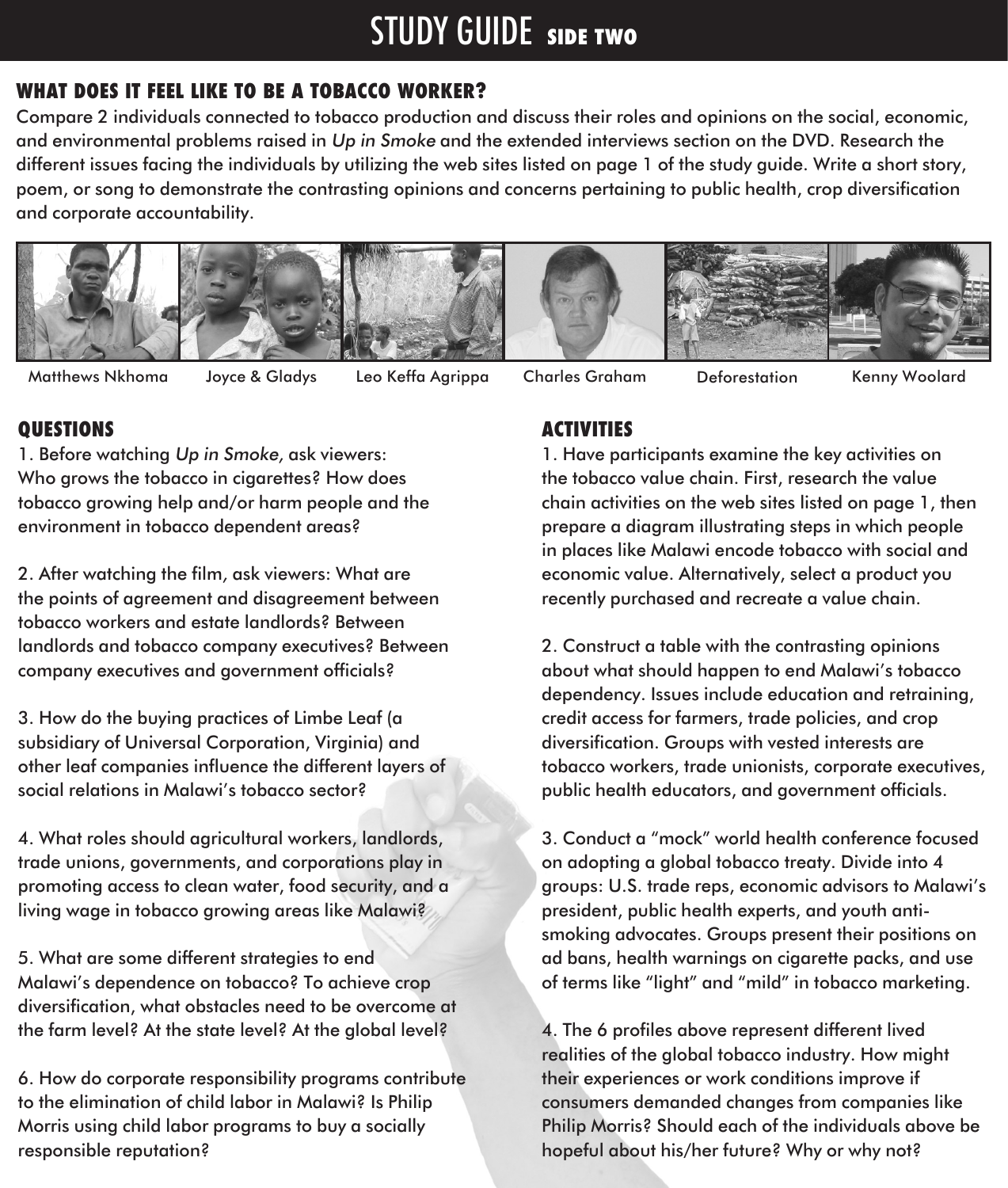# STUDY GUIDE **SIDE TWO**

## WHAT DOES IT FEEL LIKE TO BE A TOBACCO WORKER?

Compare 2 individuals connected to tobacco production and discuss their roles and opinions on the social, economic, and environmental problems raised in *Up in Smoke* and the extended interviews section on the DVD. Research the different issues facing the individuals by utilizing the web sites listed on page 1 of the study guide. Write a short story, poem, or song to demonstrate the contrasting opinions and concerns pertaining to public health, crop diversification and corporate accountability.

Matthews Nkhoma

Joyce & Gladys

Leo Keffa Agrippa

Charles Graham

Deforestation

Kenny Woolard

## QUESTIONS

1. Before watching *Up in Smoke,* ask viewers: Who grows the tobacco in cigarettes? How does tobacco growing help and/or harm people and the environment in tobacco dependent areas?

2. After watching the film, ask viewers: What are the points of agreement and disagreement between tobacco workers and estate landlords? Between landlords and tobacco company executives? Between company executives and government officials?

3. How do the buying practices of Limbe Leaf (a subsidiary of Universal Corporation, Virginia) and other leaf companies influence the different layers of social relations in Malawi's tobacco sector?

4. What roles should agricultural workers, landlords, trade unions, governments, and corporations play in promoting access to clean water, food security, and a living wage in tobacco growing areas like Malawi?

5. What are some different strategies to end Malawi's dependence on tobacco? To achieve crop diversification, what obstacles need to be overcome at the farm level? At the state level? At the global level?

6. How do corporate responsibility programs contribute to the elimination of child labor in Malawi? Is Philip Morris using child labor programs to buy a socially responsible reputation?

## ACTIVITIES

1. Have participants examine the key activities on the tobacco value chain. First, research the value chain activities on the web sites listed on page 1, then prepare a diagram illustrating steps in which people in places like Malawi encode tobacco with social and economic value. Alternatively, select a product you recently purchased and recreate a value chain.

2. Construct a table with the contrasting opinions about what should happen to end Malawi's tobacco dependency. Issues include education and retraining, credit access for farmers, trade policies, and crop diversification. Groups with vested interests are tobacco workers, trade unionists, corporate executives, public health educators, and government officials.

3. Conduct a "mock" world health conference focused on adopting a global tobacco treaty. Divide into 4 groups: U.S. trade reps, economic advisors to Malawi's president, public health experts, and youth anti-smoking advocates. Groups present their positions on ad bans, health warnings on cigarette packs, and use of terms like "light" and "mild" in tobacco marketing.

4. The 6 profiles above represent different lived realities of the global tobacco industry. How might their experiences or work conditions improve if consumers demanded changes from companies like Philip Morris? Should each of the individuals above be hopeful about his/her future? Why or why not?